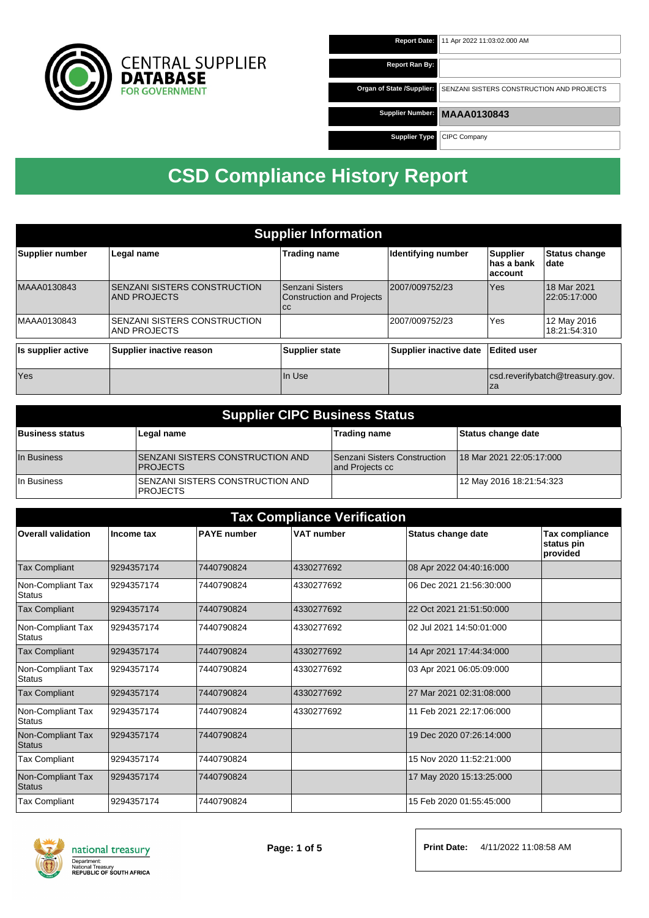CENTRAL SUPPLIER **DATABASE** FOR GOVERNMENT

| | |
|---|---|
| **Report Date:** | 11 Apr 2022 11:03:02.000 AM |
| **Report Ran By:** | |
| **Organ of State /Supplier:** | SENZANI SISTERS CONSTRUCTION AND PROJECTS |
| **Supplier Number:** | **MAAA0130843** |
| **Supplier Type** | CIPC Company |

# CSD Compliance History Report

## Supplier Information

| Supplier number | Legal name | Trading name | Identifying number | Supplier has a bank account | Status change date |
|---|---|---|---|---|---|
| MAAA0130843 | SENZANI SISTERS CONSTRUCTION AND PROJECTS | Senzani Sisters Construction and Projects cc | 2007/009752/23 | Yes | 18 Mar 2021 22:05:17:000 |
| MAAA0130843 | SENZANI SISTERS CONSTRUCTION AND PROJECTS | | 2007/009752/23 | Yes | 12 May 2016 18:21:54:310 |

| Is supplier active | Supplier inactive reason | Supplier state | Supplier inactive date | Edited user |
|---|---|---|---|---|
| Yes | | In Use | | csd.reverifybatch@treasury.gov.za |

## Supplier CIPC Business Status

| Business status | Legal name | Trading name | Status change date |
|---|---|---|---|
| In Business | SENZANI SISTERS CONSTRUCTION AND PROJECTS | Senzani Sisters Construction and Projects cc | 18 Mar 2021 22:05:17:000 |
| In Business | SENZANI SISTERS CONSTRUCTION AND PROJECTS | | 12 May 2016 18:21:54:323 |

## Tax Compliance Verification

| Overall validation | Income tax | PAYE number | VAT number | Status change date | Tax compliance status pin provided |
|---|---|---|---|---|---|
| Tax Compliant | 9294357174 | 7440790824 | 4330277692 | 08 Apr 2022 04:40:16:000 | |
| Non-Compliant Tax Status | 9294357174 | 7440790824 | 4330277692 | 06 Dec 2021 21:56:30:000 | |
| Tax Compliant | 9294357174 | 7440790824 | 4330277692 | 22 Oct 2021 21:51:50:000 | |
| Non-Compliant Tax Status | 9294357174 | 7440790824 | 4330277692 | 02 Jul 2021 14:50:01:000 | |
| Tax Compliant | 9294357174 | 7440790824 | 4330277692 | 14 Apr 2021 17:44:34:000 | |
| Non-Compliant Tax Status | 9294357174 | 7440790824 | 4330277692 | 03 Apr 2021 06:05:09:000 | |
| Tax Compliant | 9294357174 | 7440790824 | 4330277692 | 27 Mar 2021 02:31:08:000 | |
| Non-Compliant Tax Status | 9294357174 | 7440790824 | 4330277692 | 11 Feb 2021 22:17:06:000 | |
| Non-Compliant Tax Status | 9294357174 | 7440790824 | | 19 Dec 2020 07:26:14:000 | |
| Tax Compliant | 9294357174 | 7440790824 | | 15 Nov 2020 11:52:21:000 | |
| Non-Compliant Tax Status | 9294357174 | 7440790824 | | 17 May 2020 15:13:25:000 | |
| Tax Compliant | 9294357174 | 7440790824 | | 15 Feb 2020 01:55:45:000 | |

national treasury
Department: National Treasury
REPUBLIC OF SOUTH AFRICA

**Print Date:** 4/11/2022 11:08:58 AM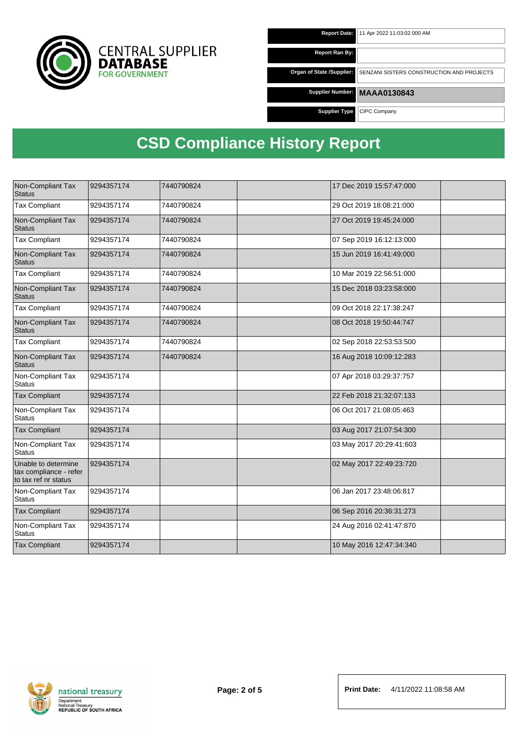| | |
|---|---|
| **Report Date:** | 11 Apr 2022 11:03:02.000 AM |
| **Report Ran By:** | |
| **Organ of State /Supplier:** | SENZANI SISTERS CONSTRUCTION AND PROJECTS |
| **Supplier Number:** | **MAAA0130843** |
| **Supplier Type** | CIPC Company |

# CSD Compliance History Report

| | | | | | |
|---|---|---|---|---|---|
| Non-Compliant Tax Status | 9294357174 | 7440790824 | | 17 Dec 2019 15:57:47:000 | |
| Tax Compliant | 9294357174 | 7440790824 | | 29 Oct 2019 18:08:21:000 | |
| Non-Compliant Tax Status | 9294357174 | 7440790824 | | 27 Oct 2019 19:45:24:000 | |
| Tax Compliant | 9294357174 | 7440790824 | | 07 Sep 2019 16:12:13:000 | |
| Non-Compliant Tax Status | 9294357174 | 7440790824 | | 15 Jun 2019 16:41:49:000 | |
| Tax Compliant | 9294357174 | 7440790824 | | 10 Mar 2019 22:56:51:000 | |
| Non-Compliant Tax Status | 9294357174 | 7440790824 | | 15 Dec 2018 03:23:58:000 | |
| Tax Compliant | 9294357174 | 7440790824 | | 09 Oct 2018 22:17:38:247 | |
| Non-Compliant Tax Status | 9294357174 | 7440790824 | | 08 Oct 2018 19:50:44:747 | |
| Tax Compliant | 9294357174 | 7440790824 | | 02 Sep 2018 22:53:53:500 | |
| Non-Compliant Tax Status | 9294357174 | 7440790824 | | 16 Aug 2018 10:09:12:283 | |
| Non-Compliant Tax Status | 9294357174 | | | 07 Apr 2018 03:29:37:757 | |
| Tax Compliant | 9294357174 | | | 22 Feb 2018 21:32:07:133 | |
| Non-Compliant Tax Status | 9294357174 | | | 06 Oct 2017 21:08:05:463 | |
| Tax Compliant | 9294357174 | | | 03 Aug 2017 21:07:54:300 | |
| Non-Compliant Tax Status | 9294357174 | | | 03 May 2017 20:29:41:603 | |
| Unable to determine tax compliance - refer to tax ref nr status | 9294357174 | | | 02 May 2017 22:49:23:720 | |
| Non-Compliant Tax Status | 9294357174 | | | 06 Jan 2017 23:48:06:817 | |
| Tax Compliant | 9294357174 | | | 06 Sep 2016 20:36:31:273 | |
| Non-Compliant Tax Status | 9294357174 | | | 24 Aug 2016 02:41:47:870 | |
| Tax Compliant | 9294357174 | | | 10 May 2016 12:47:34:340 | |

**Print Date:** 4/11/2022 11:08:58 AM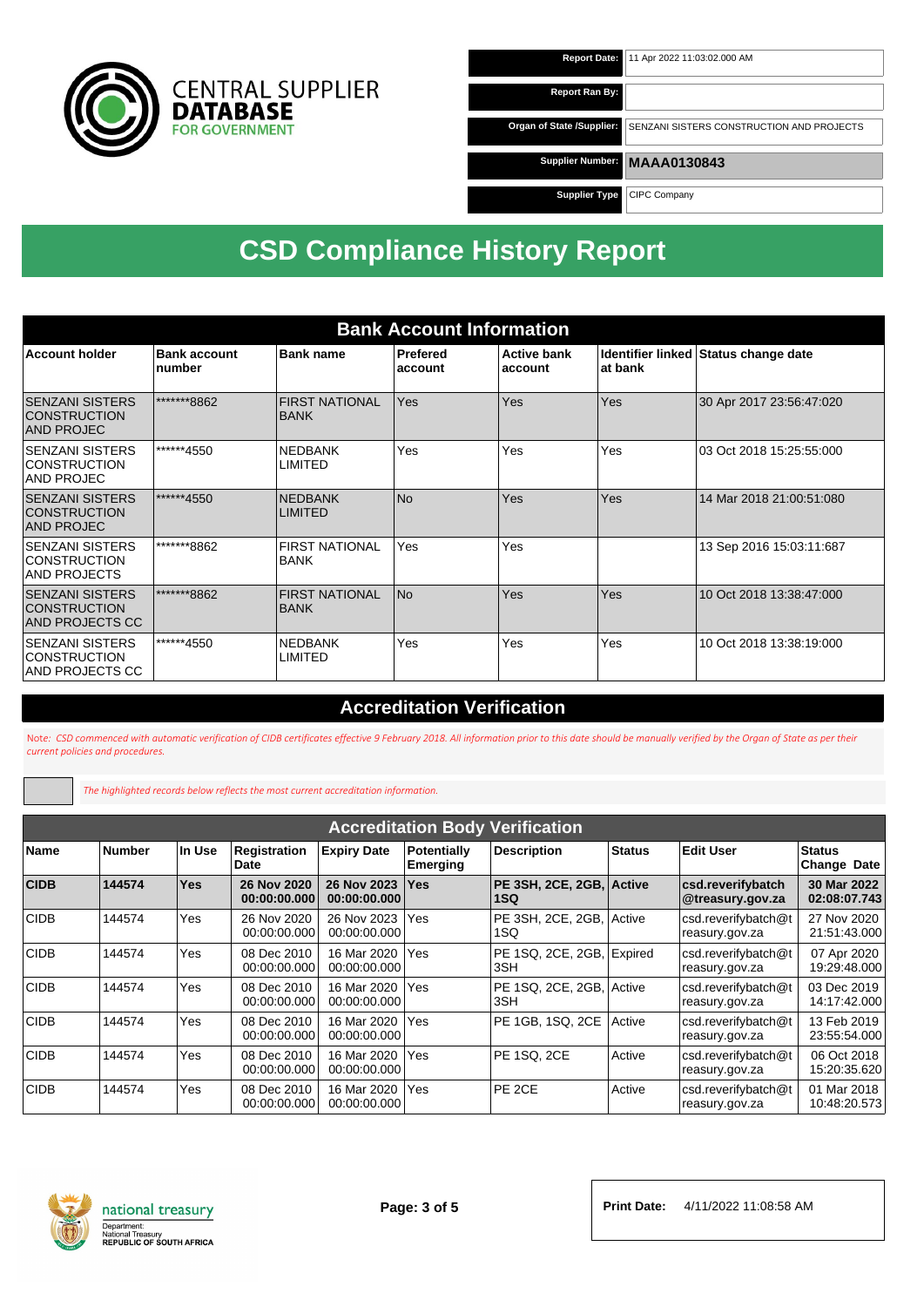| | |
|---|---|
| **Report Date:** | 11 Apr 2022 11:03:02.000 AM |
| **Report Ran By:** | |
| **Organ of State /Supplier:** | SENZANI SISTERS CONSTRUCTION AND PROJECTS |
| **Supplier Number:** | **MAAA0130843** |
| **Supplier Type** | CIPC Company |

# CSD Compliance History Report

## Bank Account Information

| Account holder | Bank account number | Bank name | Prefered account | Active bank account | Identifier linked at bank | Status change date |
|---|---|---|---|---|---|---|
| SENZANI SISTERS CONSTRUCTION AND PROJEC | *******8862 | FIRST NATIONAL BANK | Yes | Yes | Yes | 30 Apr 2017 23:56:47:020 |
| SENZANI SISTERS CONSTRUCTION AND PROJEC | ******4550 | NEDBANK LIMITED | Yes | Yes | Yes | 03 Oct 2018 15:25:55:000 |
| SENZANI SISTERS CONSTRUCTION AND PROJEC | ******4550 | NEDBANK LIMITED | No | Yes | Yes | 14 Mar 2018 21:00:51:080 |
| SENZANI SISTERS CONSTRUCTION AND PROJECTS | *******8862 | FIRST NATIONAL BANK | Yes | Yes | | 13 Sep 2016 15:03:11:687 |
| SENZANI SISTERS CONSTRUCTION AND PROJECTS CC | *******8862 | FIRST NATIONAL BANK | No | Yes | Yes | 10 Oct 2018 13:38:47:000 |
| SENZANI SISTERS CONSTRUCTION AND PROJECTS CC | ******4550 | NEDBANK LIMITED | Yes | Yes | Yes | 10 Oct 2018 13:38:19:000 |

## Accreditation Verification

*Note: CSD commenced with automatic verification of CIDB certificates effective 9 February 2018. All information prior to this date should be manually verified by the Organ of State as per their current policies and procedures.*

*The highlighted records below reflects the most current accreditation information.*

### Accreditation Body Verification

| Name | Number | In Use | Registration Date | Expiry Date | Potentially Emerging | Description | Status | Edit User | Status Change Date |
|---|---|---|---|---|---|---|---|---|---|
| **CIDB** | **144574** | **Yes** | **26 Nov 2020 00:00:00.000** | **26 Nov 2023 00:00:00.000** | **Yes** | **PE 3SH, 2CE, 2GB, 1SQ** | **Active** | **csd.reverifybatch@treasury.gov.za** | **30 Mar 2022 02:08:07.743** |
| CIDB | 144574 | Yes | 26 Nov 2020 00:00:00.000 | 26 Nov 2023 00:00:00.000 | Yes | PE 3SH, 2CE, 2GB, 1SQ | Active | csd.reverifybatch@treasury.gov.za | 27 Nov 2020 21:51:43.000 |
| CIDB | 144574 | Yes | 08 Dec 2010 00:00:00.000 | 16 Mar 2020 00:00:00.000 | Yes | PE 1SQ, 2CE, 2GB, 3SH | Expired | csd.reverifybatch@treasury.gov.za | 07 Apr 2020 19:29:48.000 |
| CIDB | 144574 | Yes | 08 Dec 2010 00:00:00.000 | 16 Mar 2020 00:00:00.000 | Yes | PE 1SQ, 2CE, 2GB, 3SH | Active | csd.reverifybatch@treasury.gov.za | 03 Dec 2019 14:17:42.000 |
| CIDB | 144574 | Yes | 08 Dec 2010 00:00:00.000 | 16 Mar 2020 00:00:00.000 | Yes | PE 1GB, 1SQ, 2CE | Active | csd.reverifybatch@treasury.gov.za | 13 Feb 2019 23:55:54.000 |
| CIDB | 144574 | Yes | 08 Dec 2010 00:00:00.000 | 16 Mar 2020 00:00:00.000 | Yes | PE 1SQ, 2CE | Active | csd.reverifybatch@treasury.gov.za | 06 Oct 2018 15:20:35.620 |
| CIDB | 144574 | Yes | 08 Dec 2010 00:00:00.000 | 16 Mar 2020 00:00:00.000 | Yes | PE 2CE | Active | csd.reverifybatch@treasury.gov.za | 01 Mar 2018 10:48:20.573 |

**Print Date:** 4/11/2022 11:08:58 AM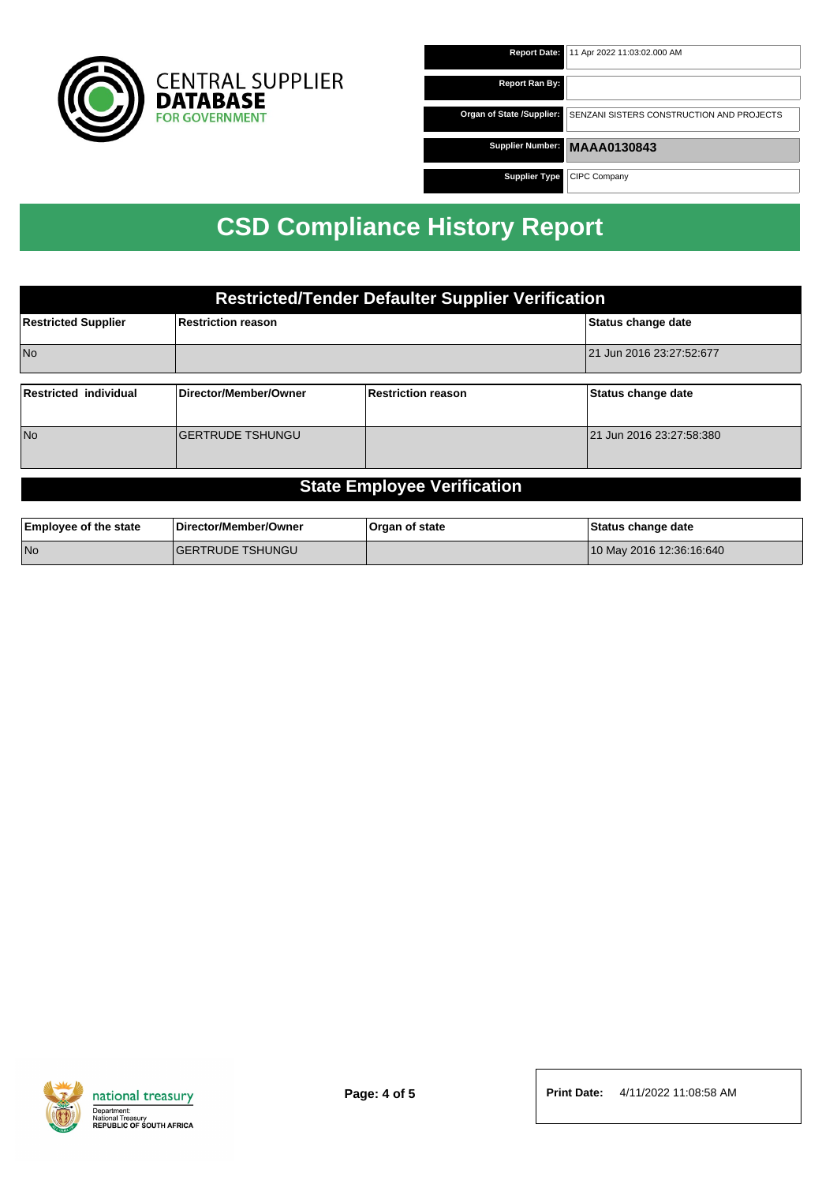| Report Date: | 11 Apr 2022 11:03:02.000 AM |
| --- | --- |
| Report Ran By: | |
| Organ of State /Supplier: | SENZANI SISTERS CONSTRUCTION AND PROJECTS |
| Supplier Number: | **MAAA0130843** |
| Supplier Type | CIPC Company |

# CSD Compliance History Report

## Restricted/Tender Defaulter Supplier Verification

| Restricted Supplier | Restriction reason | Status change date |
| --- | --- | --- |
| No | | 21 Jun 2016 23:27:52:677 |

| Restricted individual | Director/Member/Owner | Restriction reason | Status change date |
| --- | --- | --- | --- |
| No | GERTRUDE TSHUNGU | | 21 Jun 2016 23:27:58:380 |

## State Employee Verification

| Employee of the state | Director/Member/Owner | Organ of state | Status change date |
| --- | --- | --- | --- |
| No | GERTRUDE TSHUNGU | | 10 May 2016 12:36:16:640 |

national treasury
Department:
National Treasury
REPUBLIC OF SOUTH AFRICA

**Print Date:** 4/11/2022 11:08:58 AM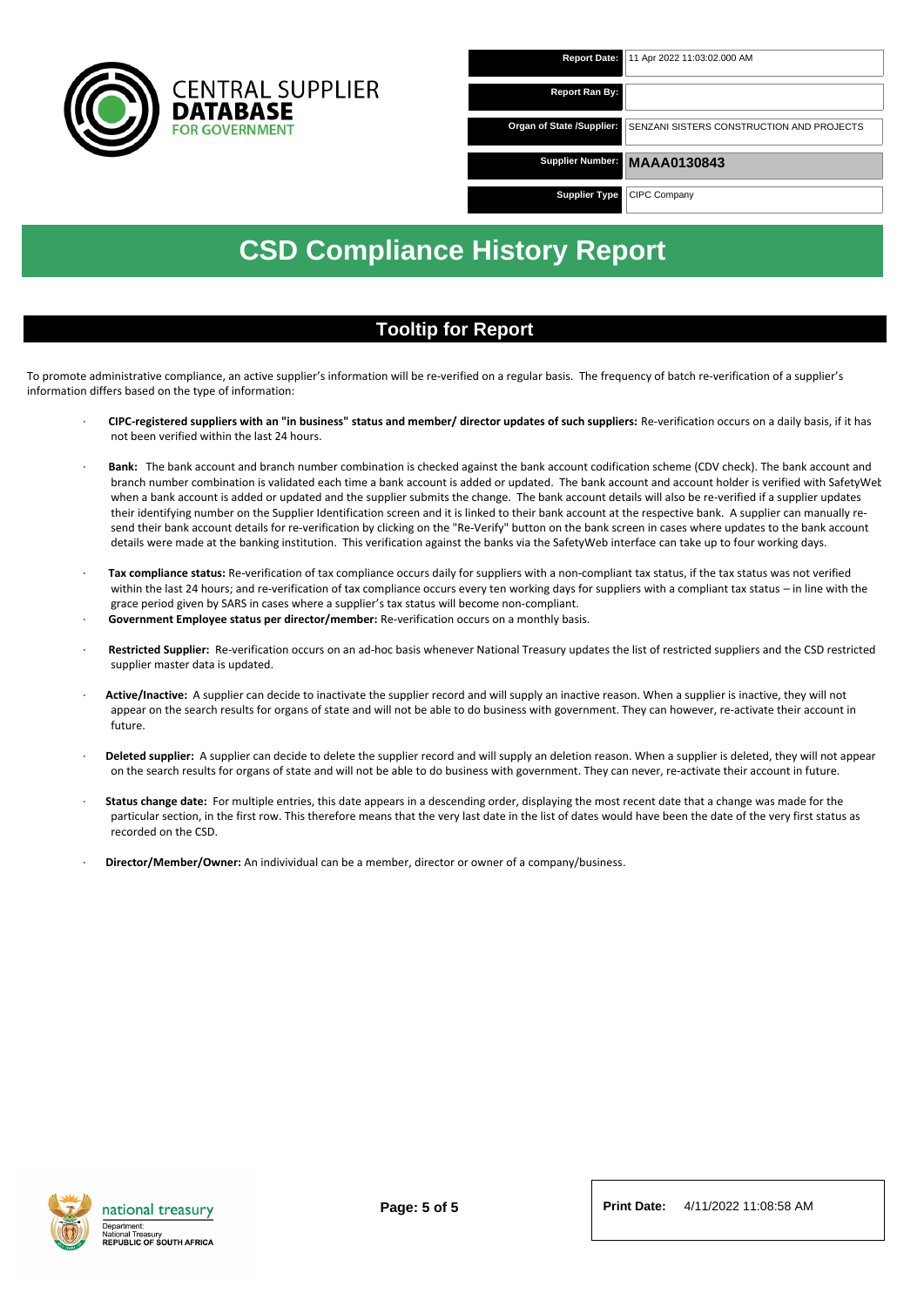CENTRAL SUPPLIER DATABASE FOR GOVERNMENT

| | |
|---|---|
| **Report Date:** | 11 Apr 2022 11:03:02.000 AM |
| **Report Ran By:** | |
| **Organ of State /Supplier:** | SENZANI SISTERS CONSTRUCTION AND PROJECTS |
| **Supplier Number:** | **MAAA0130843** |
| **Supplier Type** | CIPC Company |

# CSD Compliance History Report

## Tooltip for Report

To promote administrative compliance, an active supplier's information will be re-verified on a regular basis. The frequency of batch re-verification of a supplier's information differs based on the type of information:

- **CIPC-registered suppliers with an "in business" status and member/ director updates of such suppliers:** Re-verification occurs on a daily basis, if it has not been verified within the last 24 hours.
- **Bank:** The bank account and branch number combination is checked against the bank account codification scheme (CDV check). The bank account and branch number combination is validated each time a bank account is added or updated. The bank account and account holder is verified with SafetyWeb when a bank account is added or updated and the supplier submits the change. The bank account details will also be re-verified if a supplier updates their identifying number on the Supplier Identification screen and it is linked to their bank account at the respective bank. A supplier can manually re-send their bank account details for re-verification by clicking on the "Re-Verify" button on the bank screen in cases where updates to the bank account details were made at the banking institution. This verification against the banks via the SafetyWeb interface can take up to four working days.
- **Tax compliance status:** Re-verification of tax compliance occurs daily for suppliers with a non-compliant tax status, if the tax status was not verified within the last 24 hours; and re-verification of tax compliance occurs every ten working days for suppliers with a compliant tax status – in line with the grace period given by SARS in cases where a supplier's tax status will become non-compliant.
- **Government Employee status per director/member:** Re-verification occurs on a monthly basis.
- **Restricted Supplier:** Re-verification occurs on an ad-hoc basis whenever National Treasury updates the list of restricted suppliers and the CSD restricted supplier master data is updated.
- **Active/Inactive:** A supplier can decide to inactivate the supplier record and will supply an inactive reason. When a supplier is inactive, they will not appear on the search results for organs of state and will not be able to do business with government. They can however, re-activate their account in future.
- **Deleted supplier:** A supplier can decide to delete the supplier record and will supply an deletion reason. When a supplier is deleted, they will not appear on the search results for organs of state and will not be able to do business with government. They can never, re-activate their account in future.
- **Status change date:** For multiple entries, this date appears in a descending order, displaying the most recent date that a change was made for the particular section, in the first row. This therefore means that the very last date in the list of dates would have been the date of the very first status as recorded on the CSD.
- **Director/Member/Owner:** An indivividual can be a member, director or owner of a company/business.

national treasury
Department:
National Treasury
REPUBLIC OF SOUTH AFRICA

**Print Date:** 4/11/2022 11:08:58 AM